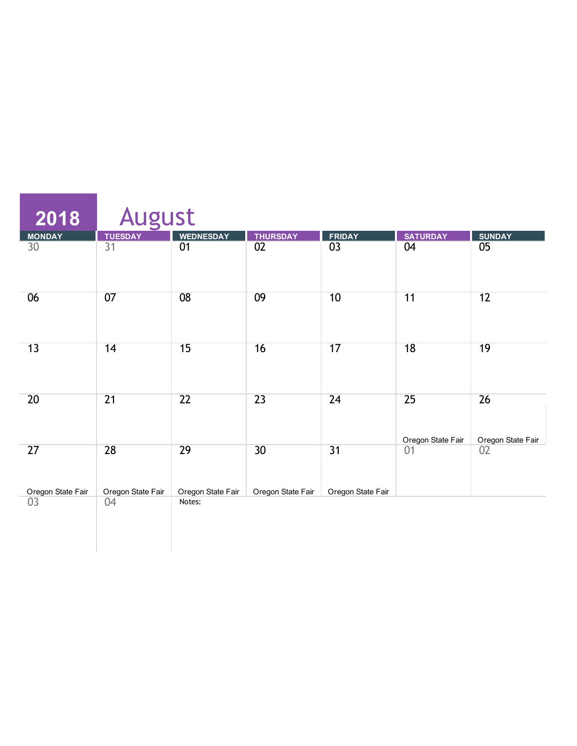# 2018 August

| MONDAY | TUESDAY | WEDNESDAY | THURSDAY | FRIDAY | SATURDAY | SUNDAY |
|---|---|---|---|---|---|---|
| 30 | 31 | 01 | 02 | 03 | 04 | 05 |
| 06 | 07 | 08 | 09 | 10 | 11 | 12 |
| 13 | 14 | 15 | 16 | 17 | 18 | 19 |
| 20 | 21 | 22 | 23 | 24 | 25 Oregon State Fair | 26 Oregon State Fair |
| 27 Oregon State Fair | 28 Oregon State Fair | 29 Oregon State Fair | 30 Oregon State Fair | 31 Oregon State Fair | 01 | 02 |
| 03 | 04 | Notes: | | | | |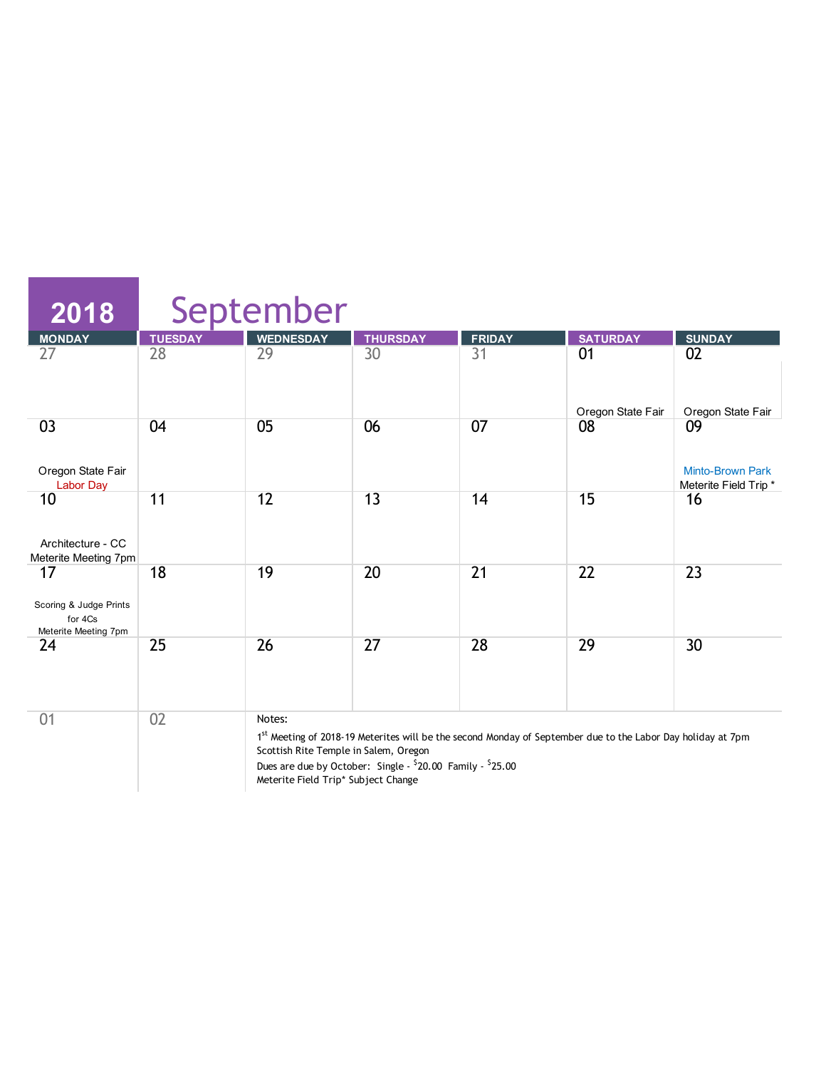# 2018 September

| MONDAY | TUESDAY | WEDNESDAY | THURSDAY | FRIDAY | SATURDAY | SUNDAY |
|---|---|---|---|---|---|---|
| 27 | 28 | 29 | 30 | 31 | 01 Oregon State Fair | 02 Oregon State Fair |
| 03 Oregon State Fair Labor Day | 04 | 05 | 06 | 07 | 08 | 09 Minto-Brown Park Meterite Field Trip * |
| 10 Architecture - CC Meterite Meeting 7pm | 11 | 12 | 13 | 14 | 15 | 16 |
| 17 Scoring & Judge Prints for 4Cs Meterite Meeting 7pm | 18 | 19 | 20 | 21 | 22 | 23 |
| 24 | 25 | 26 | 27 | 28 | 29 | 30 |
| 01 | 02 | | | | | |

Notes:

1st Meeting of 2018-19 Meterites will be the second Monday of September due to the Labor Day holiday at 7pm Scottish Rite Temple in Salem, Oregon

Dues are due by October: Single - $20.00 Family - $25.00

Meterite Field Trip* Subject Change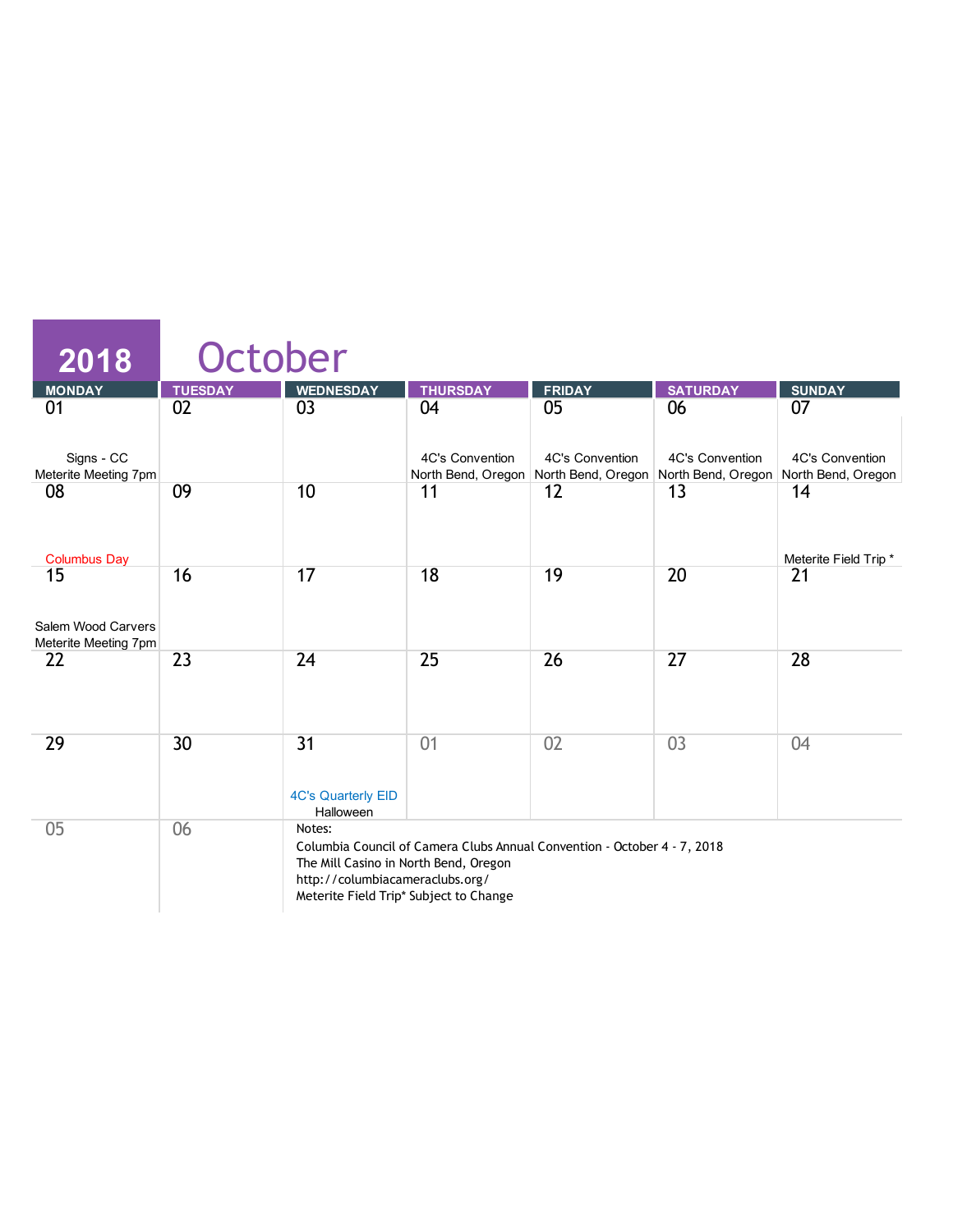# 2018 October

| MONDAY | TUESDAY | WEDNESDAY | THURSDAY | FRIDAY | SATURDAY | SUNDAY |
|---|---|---|---|---|---|---|
| 01<br>Signs - CC<br>Meterite Meeting 7pm | 02 | 03 | 04<br>4C's Convention<br>North Bend, Oregon | 05<br>4C's Convention<br>North Bend, Oregon | 06<br>4C's Convention<br>North Bend, Oregon | 07<br>4C's Convention<br>North Bend, Oregon |
| 08<br>Columbus Day | 09 | 10 | 11 | 12 | 13 | 14<br>Meterite Field Trip * |
| 15<br>Salem Wood Carvers<br>Meterite Meeting 7pm | 16 | 17 | 18 | 19 | 20 | 21 |
| 22 | 23 | 24 | 25 | 26 | 27 | 28 |
| 29 | 30 | 31<br>4C's Quarterly EID<br>Halloween | 01 | 02 | 03 | 04 |
| 05 | 06 | | | | | |

Notes:
Columbia Council of Camera Clubs Annual Convention - October 4 - 7, 2018
The Mill Casino in North Bend, Oregon
http://columbiacameraclubs.org/
Meterite Field Trip* Subject to Change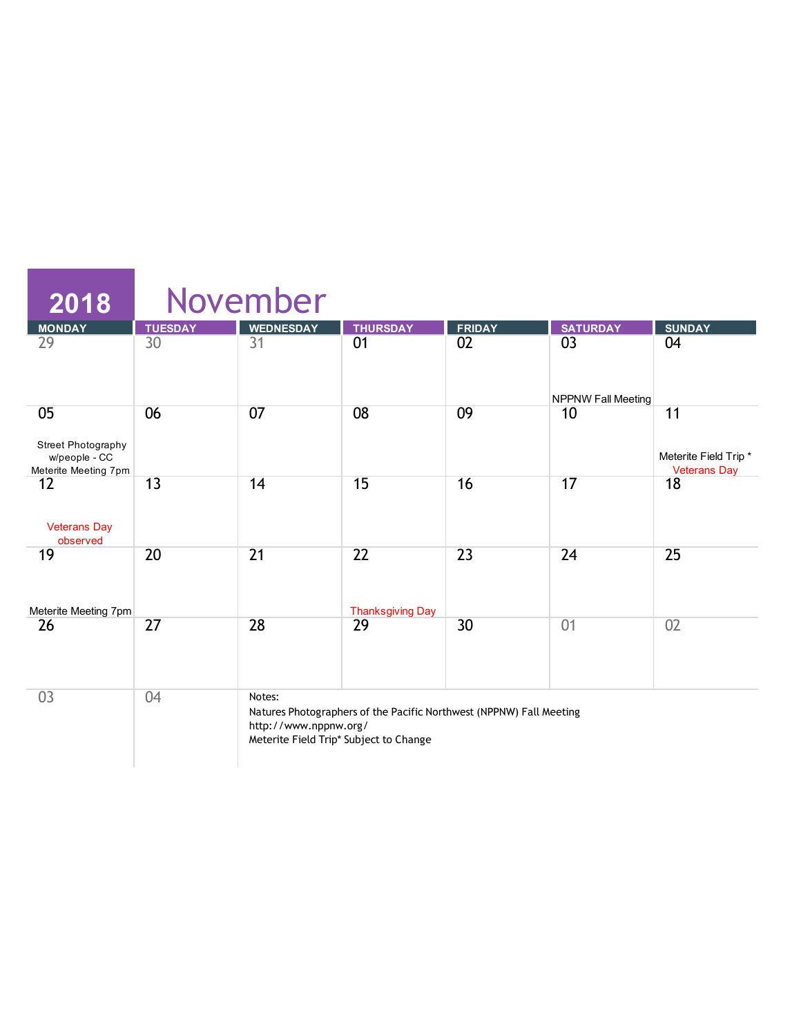# 2018 November

| MONDAY | TUESDAY | WEDNESDAY | THURSDAY | FRIDAY | SATURDAY | SUNDAY |
|---|---|---|---|---|---|---|
| 29 | 30 | 31 | 01 | 02 | 03<br>NPPNW Fall Meeting | 04 |
| 05<br>Street Photography w/people - CC<br>Meterite Meeting 7pm | 06 | 07 | 08 | 09 | 10 | 11<br>Meterite Field Trip *<br>Veterans Day |
| 12<br>Veterans Day observed | 13 | 14 | 15 | 16 | 17 | 18 |
| 19<br>Meterite Meeting 7pm | 20 | 21 | 22<br>Thanksgiving Day | 23 | 24 | 25 |
| 26 | 27 | 28 | 29 | 30 | 01 | 02 |
| 03 | 04 | | | | | |

Notes:
Natures Photographers of the Pacific Northwest (NPPNW) Fall Meeting
http://www.nppnw.org/
Meterite Field Trip* Subject to Change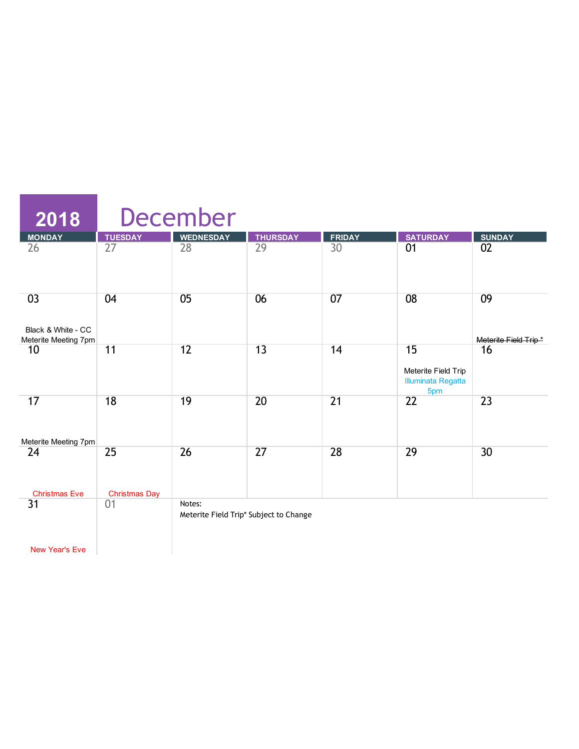# 2018 December

| MONDAY | TUESDAY | WEDNESDAY | THURSDAY | FRIDAY | SATURDAY | SUNDAY |
|---|---|---|---|---|---|---|
| 26 | 27 | 28 | 29 | 30 | 01 | 02 |
| 03<br>Black & White - CC<br>Meterite Meeting 7pm | 04 | 05 | 06 | 07 | 08 | 09<br>~~Meterite Field Trip *~~ |
| 10 | 11 | 12 | 13 | 14 | 15<br>Meterite Field Trip<br>Illuminata Regatta 5pm | 16 |
| 17<br>Meterite Meeting 7pm | 18 | 19 | 20 | 21 | 22 | 23 |
| 24<br>Christmas Eve | 25<br>Christmas Day | 26 | 27 | 28 | 29 | 30 |
| 31<br>New Year's Eve | 01 | Notes:<br>Meterite Field Trip* Subject to Change | | | | |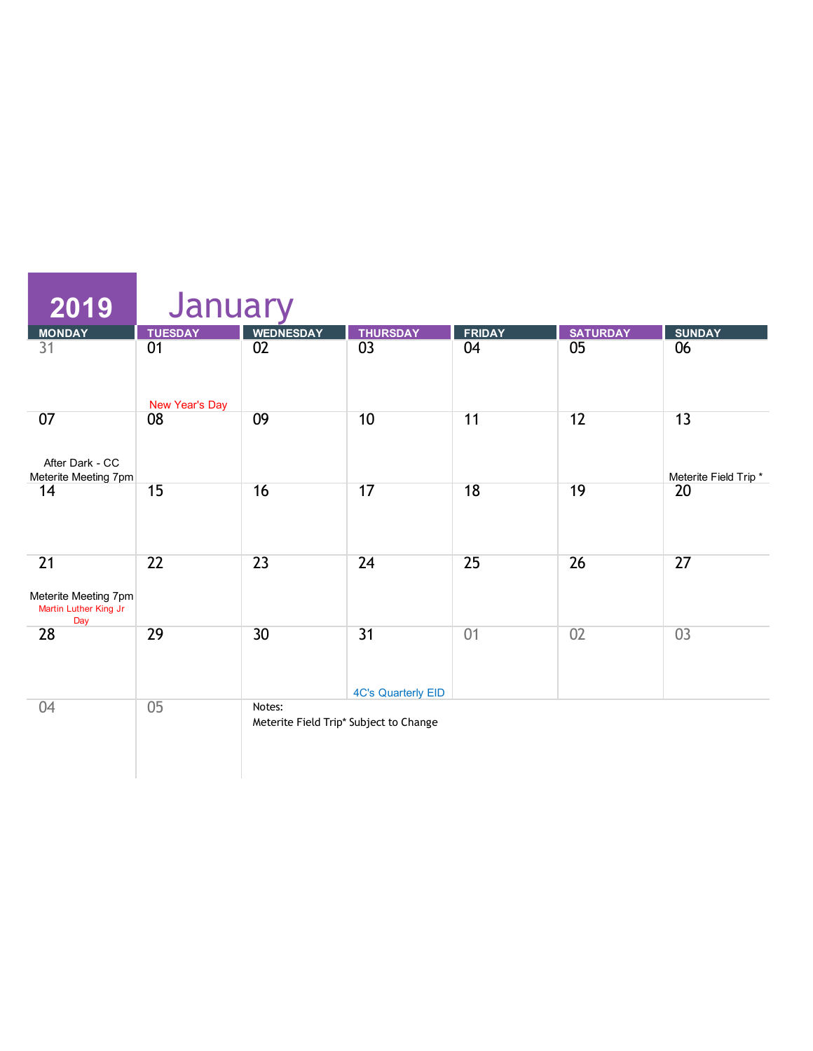# 2019 January

| MONDAY | TUESDAY | WEDNESDAY | THURSDAY | FRIDAY | SATURDAY | SUNDAY |
|---|---|---|---|---|---|---|
| 31 | 01 New Year's Day | 02 | 03 | 04 | 05 | 06 |
| 07 After Dark - CC Meterite Meeting 7pm | 08 | 09 | 10 | 11 | 12 | 13 Meterite Field Trip * |
| 14 | 15 | 16 | 17 | 18 | 19 | 20 |
| 21 Meterite Meeting 7pm Martin Luther King Jr Day | 22 | 23 | 24 | 25 | 26 | 27 |
| 28 | 29 | 30 | 31 4C's Quarterly EID | 01 | 02 | 03 |
| 04 | 05 | | | | | |

Notes:
Meterite Field Trip* Subject to Change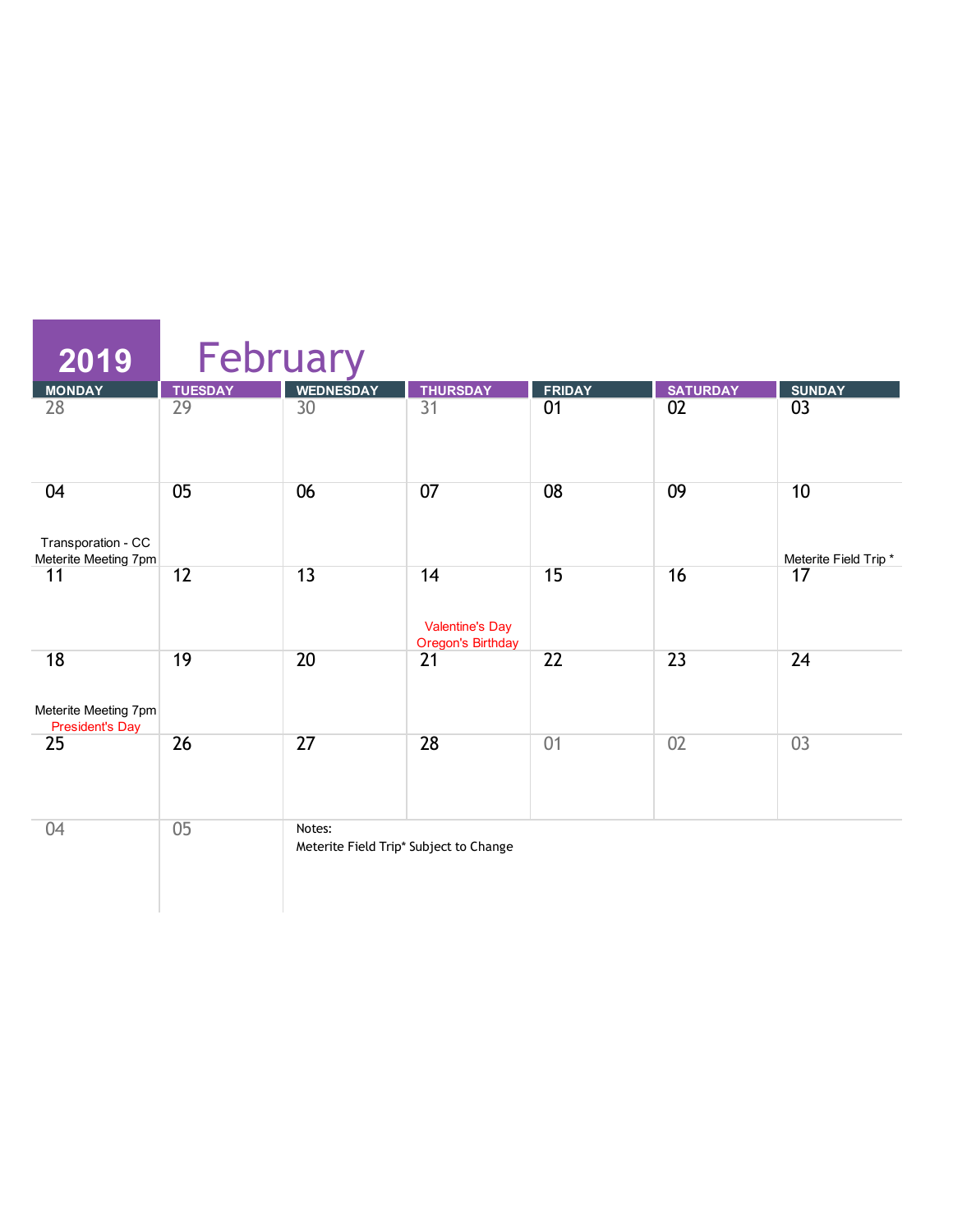# 2019 February

| MONDAY | TUESDAY | WEDNESDAY | THURSDAY | FRIDAY | SATURDAY | SUNDAY |
|---|---|---|---|---|---|---|
| 28 | 29 | 30 | 31 | 01 | 02 | 03 |
| 04<br>Transporation - CC<br>Meterite Meeting 7pm | 05 | 06 | 07 | 08 | 09 | 10<br>Meterite Field Trip * |
| 11 | 12 | 13 | 14<br>Valentine's Day<br>Oregon's Birthday | 15 | 16 | 17 |
| 18<br>Meterite Meeting 7pm<br>President's Day | 19 | 20 | 21 | 22 | 23 | 24 |
| 25 | 26 | 27 | 28 | 01 | 02 | 03 |
| 04 | 05 | | | | | |

Notes:
Meterite Field Trip* Subject to Change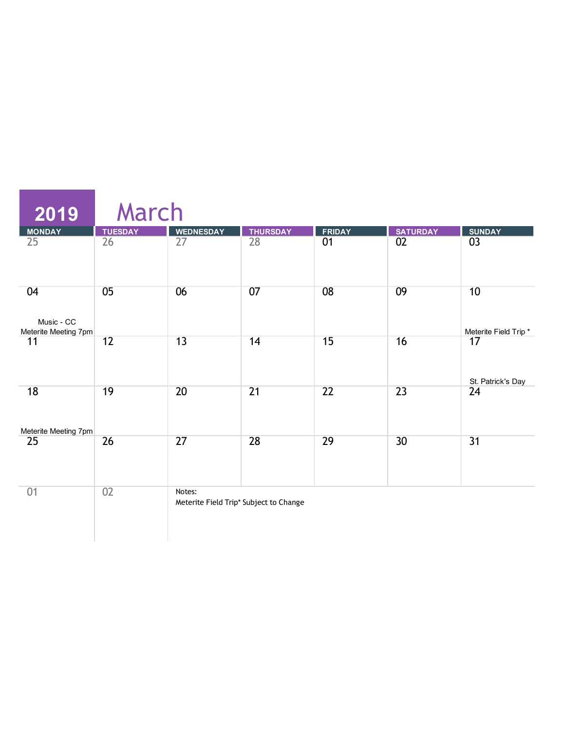# 2019 March

| MONDAY | TUESDAY | WEDNESDAY | THURSDAY | FRIDAY | SATURDAY | SUNDAY |
|---|---|---|---|---|---|---|
| 25 | 26 | 27 | 28 | 01 | 02 | 03 |
| 04<br>Music - CC<br>Meterite Meeting 7pm | 05 | 06 | 07 | 08 | 09 | 10<br>Meterite Field Trip * |
| 11 | 12 | 13 | 14 | 15 | 16 | 17<br>St. Patrick's Day |
| 18<br>Meterite Meeting 7pm | 19 | 20 | 21 | 22 | 23 | 24 |
| 25 | 26 | 27 | 28 | 29 | 30 | 31 |
| 01 | 02 | | | | | |

Notes:
Meterite Field Trip* Subject to Change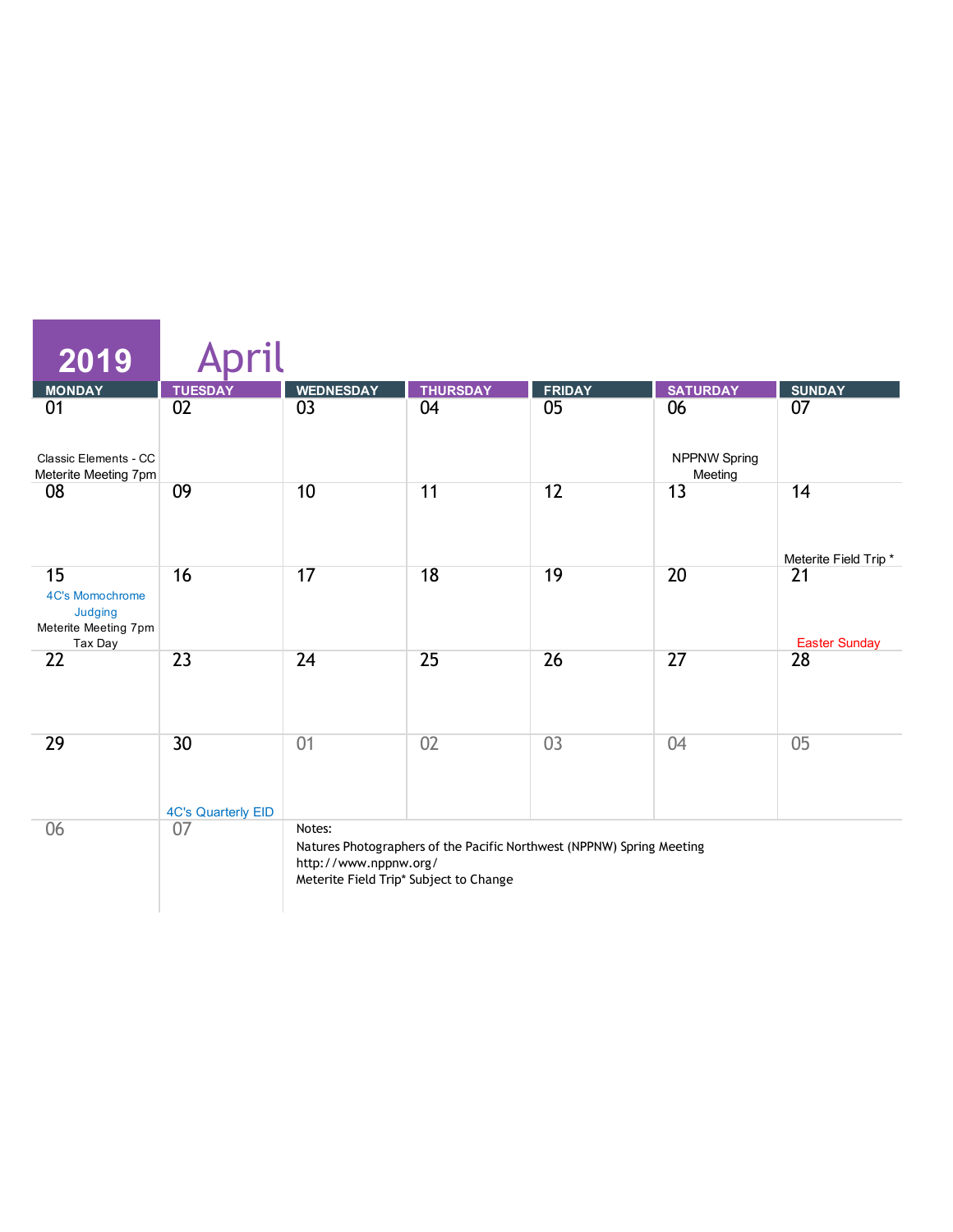# 2019 April

| MONDAY | TUESDAY | WEDNESDAY | THURSDAY | FRIDAY | SATURDAY | SUNDAY |
|---|---|---|---|---|---|---|
| 01<br>Classic Elements - CC<br>Meterite Meeting 7pm | 02 | 03 | 04 | 05 | 06<br>NPPNW Spring Meeting | 07 |
| 08 | 09 | 10 | 11 | 12 | 13 | 14<br>Meterite Field Trip * |
| 15<br>4C's Momochrome Judging<br>Meterite Meeting 7pm<br>Tax Day | 16 | 17 | 18 | 19 | 20 | 21<br>Easter Sunday |
| 22 | 23 | 24 | 25 | 26 | 27 | 28 |
| 29 | 30<br>4C's Quarterly EID | 01 | 02 | 03 | 04 | 05 |
| 06 | 07 | | | | | |

Notes:
Natures Photographers of the Pacific Northwest (NPPNW) Spring Meeting
http://www.nppnw.org/
Meterite Field Trip* Subject to Change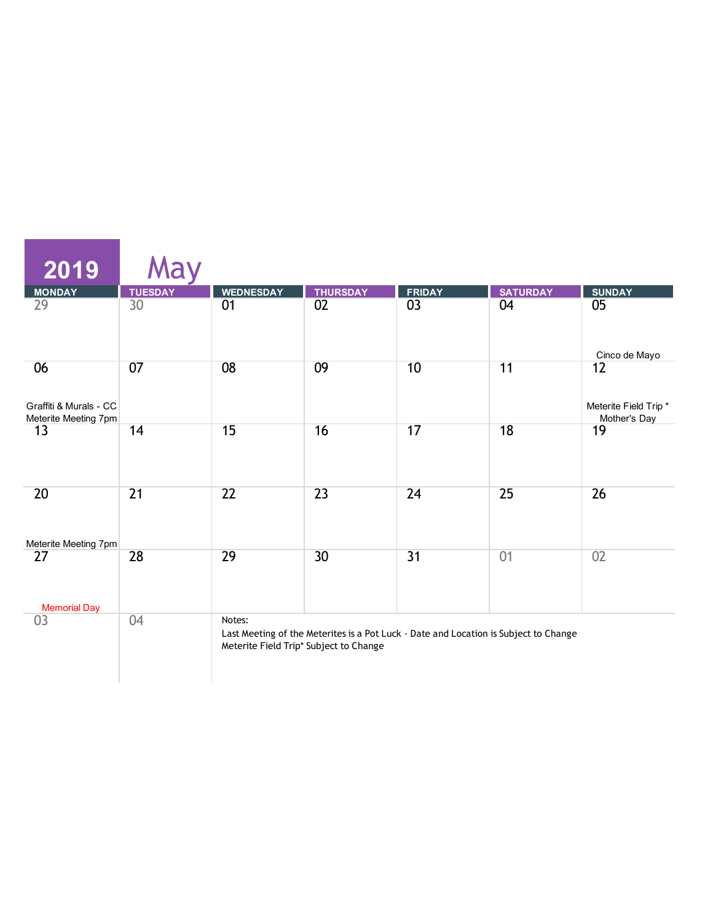# 2019 May

| MONDAY | TUESDAY | WEDNESDAY | THURSDAY | FRIDAY | SATURDAY | SUNDAY |
|---|---|---|---|---|---|---|
| 29 | 30 | 01 | 02 | 03 | 04 | 05<br>Cinco de Mayo |
| 06<br>Graffiti & Murals - CC<br>Meterite Meeting 7pm | 07 | 08 | 09 | 10 | 11 | 12<br>Meterite Field Trip *<br>Mother's Day |
| 13 | 14 | 15 | 16 | 17 | 18 | 19 |
| 20<br>Meterite Meeting 7pm | 21 | 22 | 23 | 24 | 25 | 26 |
| 27<br>Memorial Day | 28 | 29 | 30 | 31 | 01 | 02 |
| 03 | 04 | | | | | |

Notes:
Last Meeting of the Meterites is a Pot Luck - Date and Location is Subject to Change
Meterite Field Trip* Subject to Change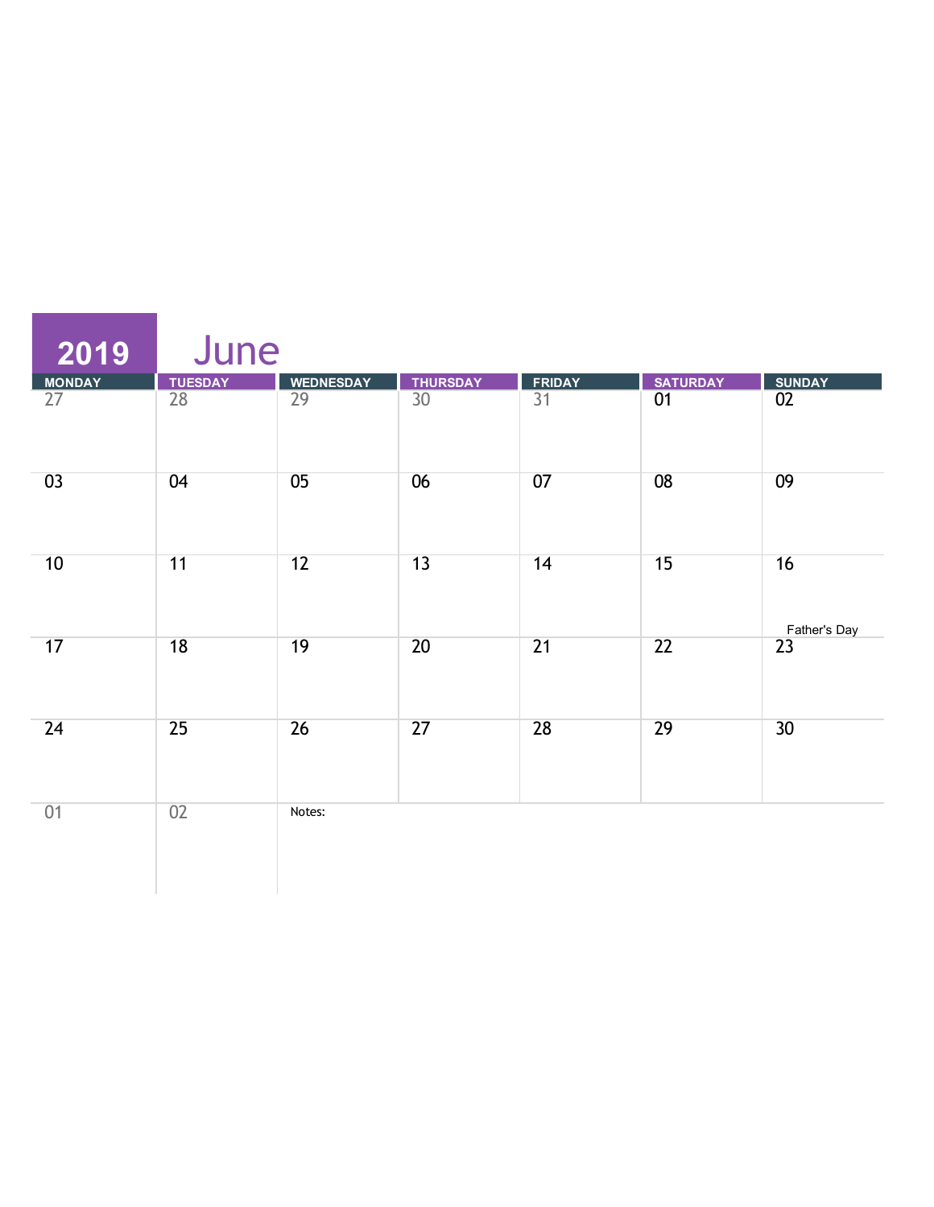# 2019 June

| MONDAY | TUESDAY | WEDNESDAY | THURSDAY | FRIDAY | SATURDAY | SUNDAY |
| --- | --- | --- | --- | --- | --- | --- |
| 27 | 28 | 29 | 30 | 31 | 01 | 02 |
| 03 | 04 | 05 | 06 | 07 | 08 | 09 |
| 10 | 11 | 12 | 13 | 14 | 15 | 16 Father's Day |
| 17 | 18 | 19 | 20 | 21 | 22 | 23 |
| 24 | 25 | 26 | 27 | 28 | 29 | 30 |
| 01 | 02 | Notes: | | | | |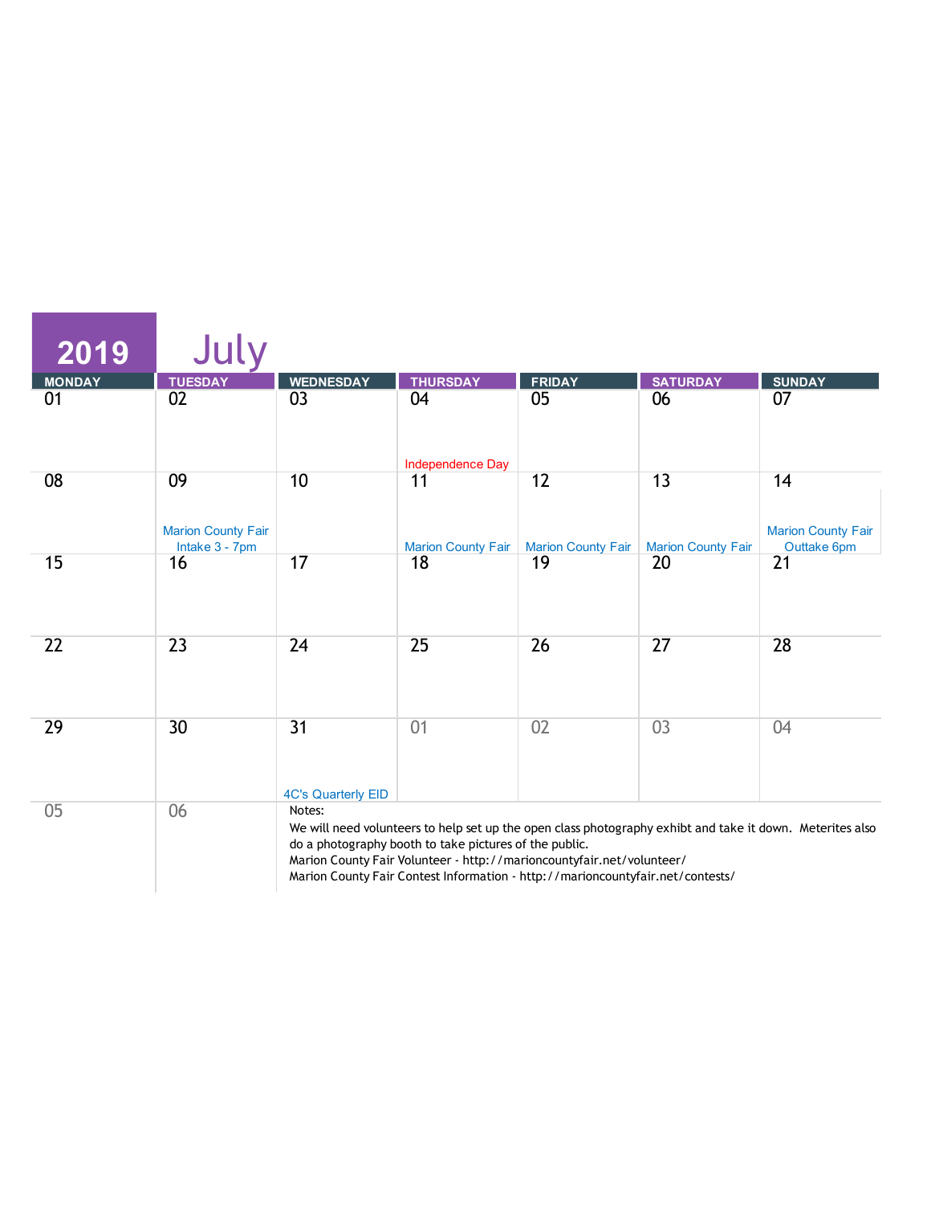# 2019 July

| MONDAY | TUESDAY | WEDNESDAY | THURSDAY | FRIDAY | SATURDAY | SUNDAY |
|---|---|---|---|---|---|---|
| 01 | 02 | 03 | 04<br>Independence Day | 05 | 06 | 07 |
| 08 | 09<br>Marion County Fair Intake 3 - 7pm | 10 | 11<br>Marion County Fair | 12<br>Marion County Fair | 13<br>Marion County Fair | 14<br>Marion County Fair Outtake 6pm |
| 15 | 16 | 17 | 18 | 19 | 20 | 21 |
| 22 | 23 | 24 | 25 | 26 | 27 | 28 |
| 29 | 30 | 31<br>4C's Quarterly EID | 01 | 02 | 03 | 04 |
| 05 | 06 | | | | | |

Notes:

We will need volunteers to help set up the open class photography exhibit and take it down. Meterites also do a photography booth to take pictures of the public.

Marion County Fair Volunteer - http://marioncountyfair.net/volunteer/

Marion County Fair Contest Information - http://marioncountyfair.net/contests/